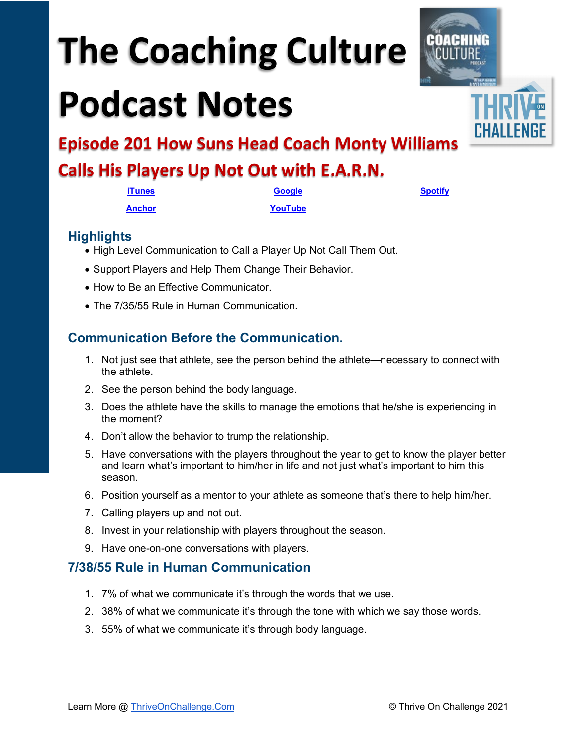# The Coaching Culture Podcast Notes

## Episode 201 How Suns Head Coach Monty Williams Calls His Players Up Not Out with E.A.R.N.

iTunes　　Google　　Spotify

Anchor　　YouTube

### Highlights

- High Level Communication to Call a Player Up Not Call Them Out.
- Support Players and Help Them Change Their Behavior.
- How to Be an Effective Communicator.
- The 7/35/55 Rule in Human Communication.

### Communication Before the Communication.

1. Not just see that athlete, see the person behind the athlete—necessary to connect with the athlete.
2. See the person behind the body language.
3. Does the athlete have the skills to manage the emotions that he/she is experiencing in the moment?
4. Don't allow the behavior to trump the relationship.
5. Have conversations with the players throughout the year to get to know the player better and learn what's important to him/her in life and not just what's important to him this season.
6. Position yourself as a mentor to your athlete as someone that's there to help him/her.
7. Calling players up and not out.
8. Invest in your relationship with players throughout the season.
9. Have one-on-one conversations with players.

### 7/38/55 Rule in Human Communication

1. 7% of what we communicate it's through the words that we use.
2. 38% of what we communicate it's through the tone with which we say those words.
3. 55% of what we communicate it's through body language.

Learn More @ ThriveOnChallenge.Com　　© Thrive On Challenge 2021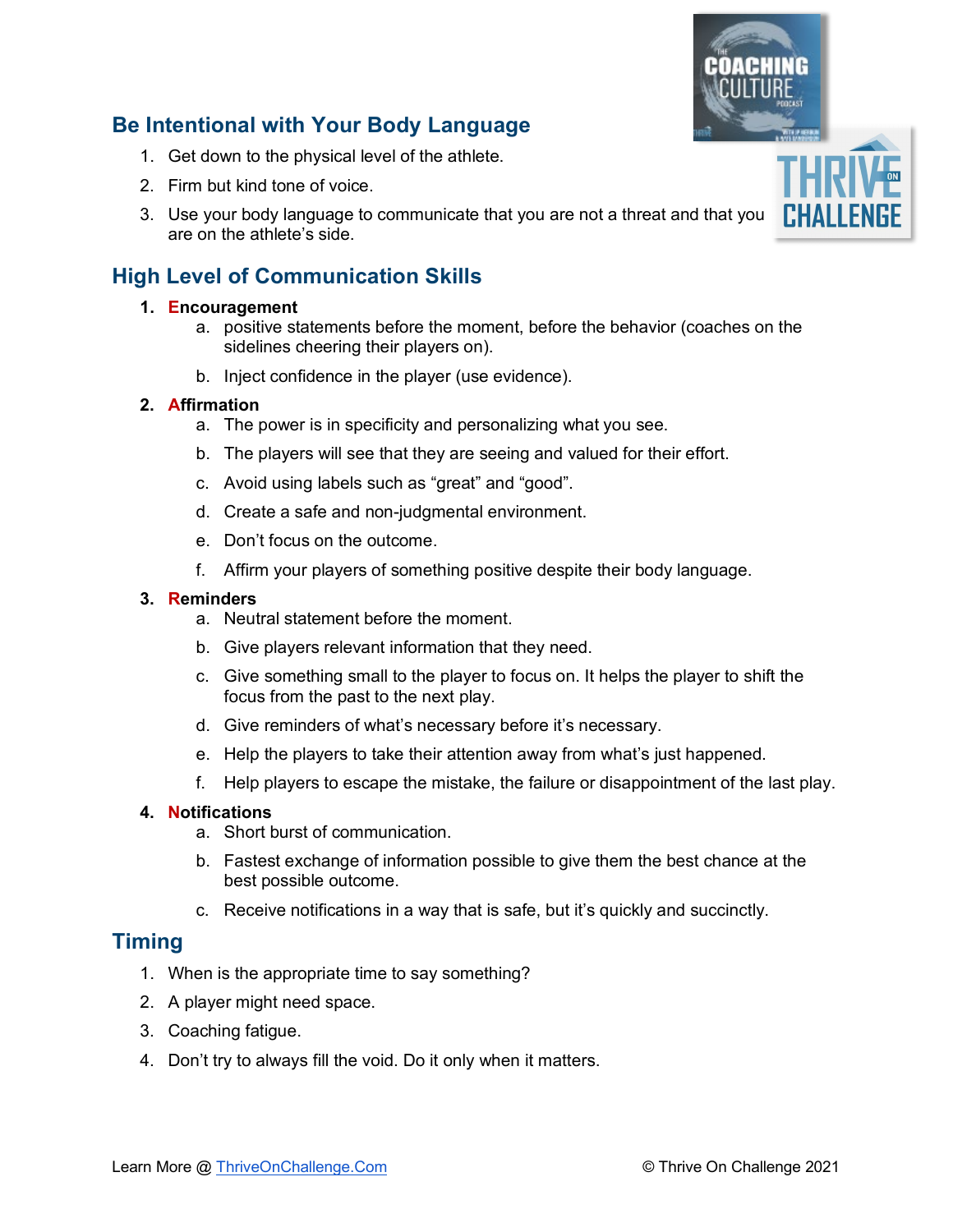## Be Intentional with Your Body Language

1. Get down to the physical level of the athlete.
2. Firm but kind tone of voice.
3. Use your body language to communicate that you are not a threat and that you are on the athlete's side.

## High Level of Communication Skills

1. **Encouragement**
   a. positive statements before the moment, before the behavior (coaches on the sidelines cheering their players on).
   b. Inject confidence in the player (use evidence).
2. **Affirmation**
   a. The power is in specificity and personalizing what you see.
   b. The players will see that they are seeing and valued for their effort.
   c. Avoid using labels such as "great" and "good".
   d. Create a safe and non-judgmental environment.
   e. Don't focus on the outcome.
   f. Affirm your players of something positive despite their body language.
3. **Reminders**
   a. Neutral statement before the moment.
   b. Give players relevant information that they need.
   c. Give something small to the player to focus on. It helps the player to shift the focus from the past to the next play.
   d. Give reminders of what's necessary before it's necessary.
   e. Help the players to take their attention away from what's just happened.
   f. Help players to escape the mistake, the failure or disappointment of the last play.
4. **Notifications**
   a. Short burst of communication.
   b. Fastest exchange of information possible to give them the best chance at the best possible outcome.
   c. Receive notifications in a way that is safe, but it's quickly and succinctly.

## Timing

1. When is the appropriate time to say something?
2. A player might need space.
3. Coaching fatigue.
4. Don't try to always fill the void. Do it only when it matters.

Learn More @ ThriveOnChallenge.Com © Thrive On Challenge 2021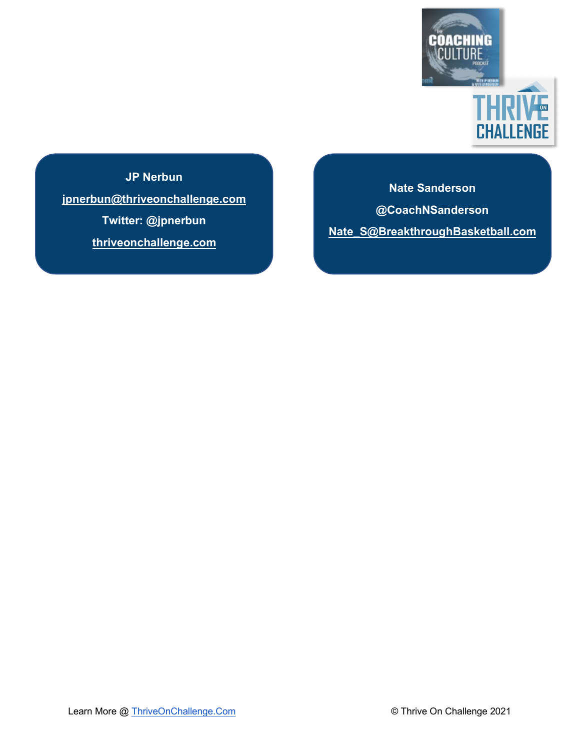**JP Nerbun**

jpnerbun@thriveonchallenge.com

Twitter: @jpnerbun

thriveonchallenge.com

**Nate Sanderson**

@CoachNSanderson

Nate_S@BreakthroughBasketball.com

Learn More @ ThriveOnChallenge.Com

© Thrive On Challenge 2021